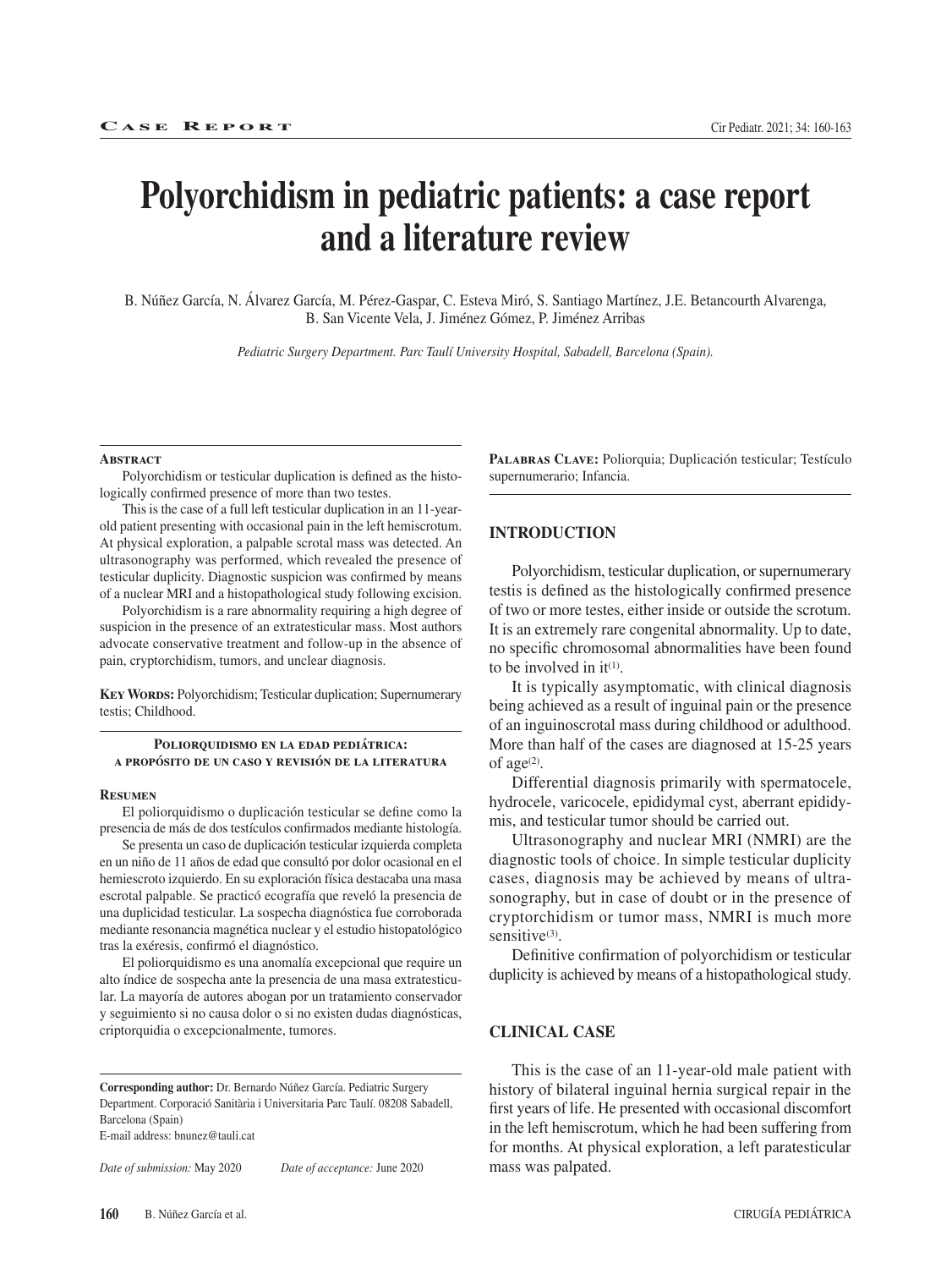CASE REPORT

# Polyorchidism in pediatric patients: a case report and a literature review

B. Núñez García, N. Álvarez García, M. Pérez-Gaspar, C. Esteva Miró, S. Santiago Martínez, J.E. Betancourth Alvarenga, B. San Vicente Vela, J. Jiménez Gómez, P. Jiménez Arribas

*Pediatric Surgery Department. Parc Taulí University Hospital, Sabadell, Barcelona (Spain).*

### Abstract

Polyorchidism or testicular duplication is defined as the histologically confirmed presence of more than two testes.

This is the case of a full left testicular duplication in an 11-year-old patient presenting with occasional pain in the left hemiscrotum. At physical exploration, a palpable scrotal mass was detected. An ultrasonography was performed, which revealed the presence of testicular duplicity. Diagnostic suspicion was confirmed by means of a nuclear MRI and a histopathological study following excision.

Polyorchidism is a rare abnormality requiring a high degree of suspicion in the presence of an extratesticular mass. Most authors advocate conservative treatment and follow-up in the absence of pain, cryptorchidism, tumors, and unclear diagnosis.

**Key Words:** Polyorchidism; Testicular duplication; Supernumerary testis; Childhood.

### Poliorquidismo en la edad pediátrica: a propósito de un caso y revisión de la literatura

### Resumen

El poliorquidismo o duplicación testicular se define como la presencia de más de dos testículos confirmados mediante histología.

Se presenta un caso de duplicación testicular izquierda completa en un niño de 11 años de edad que consultó por dolor ocasional en el hemiescroto izquierdo. En su exploración física destacaba una masa escrotal palpable. Se practicó ecografía que reveló la presencia de una duplicidad testicular. La sospecha diagnóstica fue corroborada mediante resonancia magnética nuclear y el estudio histopatológico tras la exéresis, confirmó el diagnóstico.

El poliorquidismo es una anomalía excepcional que requiere un alto índice de sospecha ante la presencia de una masa extratesticular. La mayoría de autores abogan por un tratamiento conservador y seguimiento si no causa dolor o si no existen dudas diagnósticas, criptorquidia o excepcionalmente, tumores.

**Palabras Clave:** Poliorquia; Duplicación testicular; Testículo supernumerario; Infancia.

**Corresponding author:** Dr. Bernardo Núñez García. Pediatric Surgery Department. Corporació Sanitària i Universitaria Parc Taulí. 08208 Sabadell, Barcelona (Spain)
E-mail address: bnunez@tauli.cat

*Date of submission:* May 2020 *Date of acceptance:* June 2020

## INTRODUCTION

Polyorchidism, testicular duplication, or supernumerary testis is defined as the histologically confirmed presence of two or more testes, either inside or outside the scrotum. It is an extremely rare congenital abnormality. Up to date, no specific chromosomal abnormalities have been found to be involved in it[1].

It is typically asymptomatic, with clinical diagnosis being achieved as a result of inguinal pain or the presence of an inguinoscrotal mass during childhood or adulthood. More than half of the cases are diagnosed at 15-25 years of age[2].

Differential diagnosis primarily with spermatocele, hydrocele, varicocele, epididymal cyst, aberrant epididymis, and testicular tumor should be carried out.

Ultrasonography and nuclear MRI (NMRI) are the diagnostic tools of choice. In simple testicular duplicity cases, diagnosis may be achieved by means of ultrasonography, but in case of doubt or in the presence of cryptorchidism or tumor mass, NMRI is much more sensitive[3].

Definitive confirmation of polyorchidism or testicular duplicity is achieved by means of a histopathological study.

## CLINICAL CASE

This is the case of an 11-year-old male patient with history of bilateral inguinal hernia surgical repair in the first years of life. He presented with occasional discomfort in the left hemiscrotum, which he had been suffering from for months. At physical exploration, a left paratesticular mass was palpated.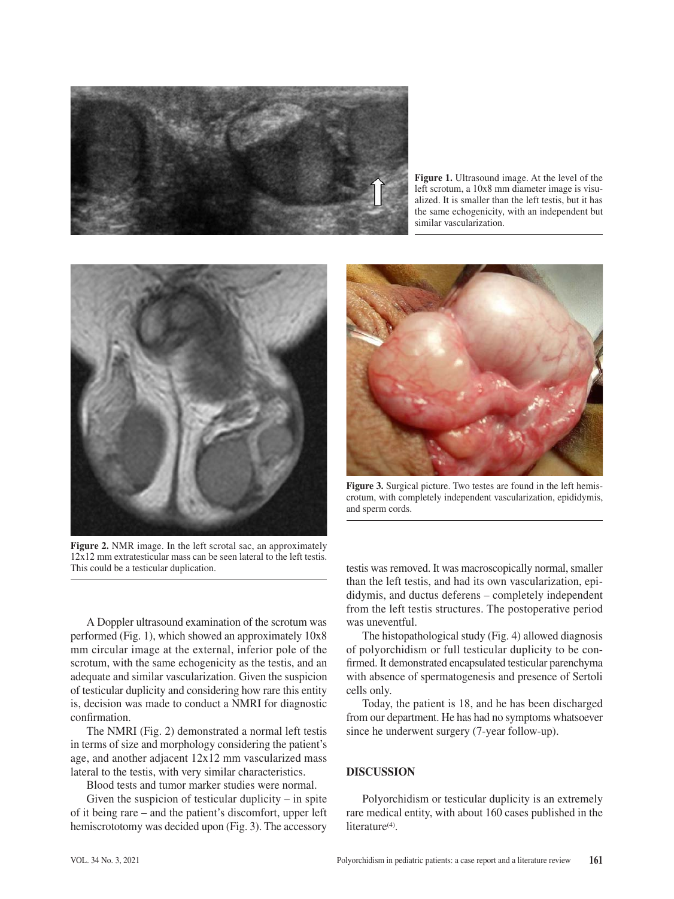**Figure 1.** Ultrasound image. At the level of the left scrotum, a 10x8 mm diameter image is visualized. It is smaller than the left testis, but it has the same echogenicity, with an independent but similar vascularization.

**Figure 2.** NMR image. In the left scrotal sac, an approximately 12x12 mm extratesticular mass can be seen lateral to the left testis. This could be a testicular duplication.

**Figure 3.** Surgical picture. Two testes are found in the left hemiscrotum, with completely independent vascularization, epididymis, and sperm cords.

A Doppler ultrasound examination of the scrotum was performed (Fig. 1), which showed an approximately 10x8 mm circular image at the external, inferior pole of the scrotum, with the same echogenicity as the testis, and an adequate and similar vascularization. Given the suspicion of testicular duplicity and considering how rare this entity is, decision was made to conduct a NMRI for diagnostic confirmation.

The NMRI (Fig. 2) demonstrated a normal left testis in terms of size and morphology considering the patient's age, and another adjacent 12x12 mm vascularized mass lateral to the testis, with very similar characteristics.

Blood tests and tumor marker studies were normal.

Given the suspicion of testicular duplicity – in spite of it being rare – and the patient's discomfort, upper left hemiscrototomy was decided upon (Fig. 3). The accessory testis was removed. It was macroscopically normal, smaller than the left testis, and had its own vascularization, epididymis, and ductus deferens – completely independent from the left testis structures. The postoperative period was uneventful.

The histopathological study (Fig. 4) allowed diagnosis of polyorchidism or full testicular duplicity to be confirmed. It demonstrated encapsulated testicular parenchyma with absence of spermatogenesis and presence of Sertoli cells only.

Today, the patient is 18, and he has been discharged from our department. He has had no symptoms whatsoever since he underwent surgery (7-year follow-up).

## DISCUSSION

Polyorchidism or testicular duplicity is an extremely rare medical entity, with about 160 cases published in the literature[4].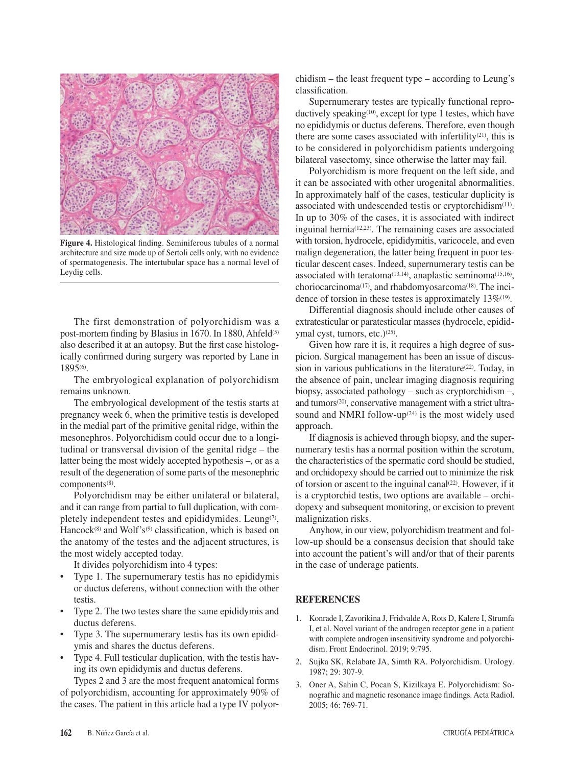**Figure 4.** Histological finding. Seminiferous tubules of a normal architecture and size made up of Sertoli cells only, with no evidence of spermatogenesis. The intertubular space has a normal level of Leydig cells.

The first demonstration of polyorchidism was a post-mortem finding by Blasius in 1670. In 1880, Ahfeld[5] also described it at an autopsy. But the first case histologically confirmed during surgery was reported by Lane in 1895[6].

The embryological explanation of polyorchidism remains unknown.

The embryological development of the testis starts at pregnancy week 6, when the primitive testis is developed in the medial part of the primitive genital ridge, within the mesonephros. Polyorchidism could occur due to a longitudinal or transversal division of the genital ridge – the latter being the most widely accepted hypothesis –, or as a result of the degeneration of some parts of the mesonephric components[8].

Polyorchidism may be either unilateral or bilateral, and it can range from partial to full duplication, with completely independent testes and epididymides. Leung[7], Hancock[8] and Wolf's[9] classification, which is based on the anatomy of the testes and the adjacent structures, is the most widely accepted today.

It divides polyorchidism into 4 types:

- Type 1. The supernumerary testis has no epididymis or ductus deferens, without connection with the other testis.
- Type 2. The two testes share the same epididymis and ductus deferens.
- Type 3. The supernumerary testis has its own epididymis and shares the ductus deferens.
- Type 4. Full testicular duplication, with the testis having its own epididymis and ductus deferens.

Types 2 and 3 are the most frequent anatomical forms of polyorchidism, accounting for approximately 90% of the cases. The patient in this article had a type IV polyorchidism – the least frequent type – according to Leung's classification.

Supernumerary testes are typically functional reproductively speaking[10], except for type 1 testes, which have no epididymis or ductus deferens. Therefore, even though there are some cases associated with infertility[21], this is to be considered in polyorchidism patients undergoing bilateral vasectomy, since otherwise the latter may fail.

Polyorchidism is more frequent on the left side, and it can be associated with other urogenital abnormalities. In approximately half of the cases, testicular duplicity is associated with undescended testis or cryptorchidism[11]. In up to 30% of the cases, it is associated with indirect inguinal hernia[12,23]. The remaining cases are associated with torsion, hydrocele, epididymitis, varicocele, and even malign degeneration, the latter being frequent in poor testicular descent cases. Indeed, supernumerary testis can be associated with teratoma[13,14], anaplastic seminoma[15,16], choriocarcinoma[17], and rhabdomyosarcoma[18]. The incidence of torsion in these testes is approximately 13%[19].

Differential diagnosis should include other causes of extratesticular or paratesticular masses (hydrocele, epididymal cyst, tumors, etc.)[25].

Given how rare it is, it requires a high degree of suspicion. Surgical management has been an issue of discussion in various publications in the literature[22]. Today, in the absence of pain, unclear imaging diagnosis requiring biopsy, associated pathology – such as cryptorchidism –, and tumors[20], conservative management with a strict ultrasound and NMRI follow-up[24] is the most widely used approach.

If diagnosis is achieved through biopsy, and the supernumerary testis has a normal position within the scrotum, the characteristics of the spermatic cord should be studied, and orchidopexy should be carried out to minimize the risk of torsion or ascent to the inguinal canal[22]. However, if it is a cryptorchid testis, two options are available – orchidopexy and subsequent monitoring, or excision to prevent malignization risks.

Anyhow, in our view, polyorchidism treatment and follow-up should be a consensus decision that should take into account the patient's will and/or that of their parents in the case of underage patients.

## REFERENCES

1. Konrade I, Zavorikina J, Fridvalde A, Rots D, Kalere I, Strumfa I, et al. Novel variant of the androgen receptor gene in a patient with complete androgen insensitivity syndrome and polyorchidism. Front Endocrinol. 2019; 9:795.
2. Sujka SK, Relabate JA, Simth RA. Polyorchidism. Urology. 1987; 29: 307-9.
3. Oner A, Sahin C, Pocan S, Kizilkaya E. Polyorchidism: Sonografhic and magnetic resonance image findings. Acta Radiol. 2005; 46: 769-71.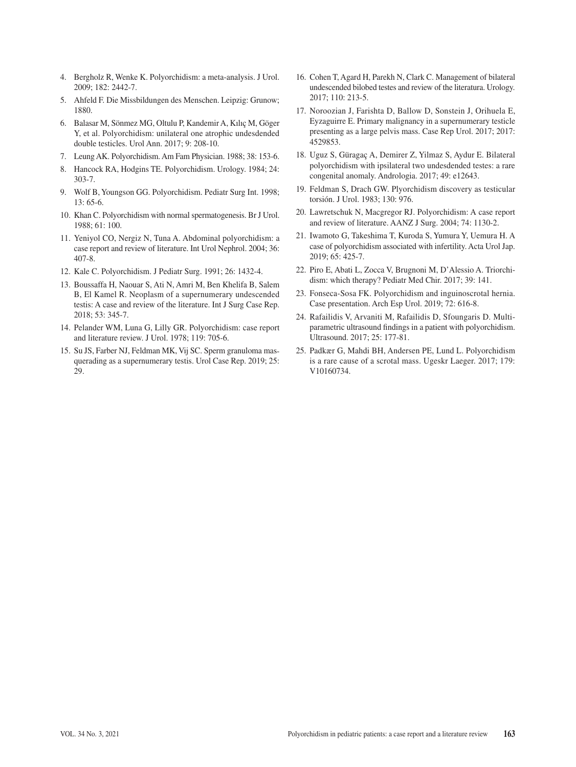4. Bergholz R, Wenke K. Polyorchidism: a meta-analysis. J Urol. 2009; 182: 2442-7.
5. Ahfeld F. Die Missbildungen des Menschen. Leipzig: Grunow; 1880.
6. Balasar M, Sönmez MG, Oltulu P, Kandemir A, Kılıç M, Göger Y, et al. Polyorchidism: unilateral one atrophic undesdended double testicles. Urol Ann. 2017; 9: 208-10.
7. Leung AK. Polyorchidism. Am Fam Physician. 1988; 38: 153-6.
8. Hancock RA, Hodgins TE. Polyorchidism. Urology. 1984; 24: 303-7.
9. Wolf B, Youngson GG. Polyorchidism. Pediatr Surg Int. 1998; 13: 65-6.
10. Khan C. Polyorchidism with normal spermatogenesis. Br J Urol. 1988; 61: 100.
11. Yeniyol CO, Nergiz N, Tuna A. Abdominal polyorchidism: a case report and review of literature. Int Urol Nephrol. 2004; 36: 407-8.
12. Kale C. Polyorchidism. J Pediatr Surg. 1991; 26: 1432-4.
13. Boussaffa H, Naouar S, Ati N, Amri M, Ben Khelifa B, Salem B, El Kamel R. Neoplasm of a supernumerary undescended testis: A case and review of the literature. Int J Surg Case Rep. 2018; 53: 345-7.
14. Pelander WM, Luna G, Lilly GR. Polyorchidism: case report and literature review. J Urol. 1978; 119: 705-6.
15. Su JS, Farber NJ, Feldman MK, Vij SC. Sperm granuloma masquerading as a supernumerary testis. Urol Case Rep. 2019; 25: 29.
16. Cohen T, Agard H, Parekh N, Clark C. Management of bilateral undescended bilobed testes and review of the literatura. Urology. 2017; 110: 213-5.
17. Noroozian J, Farishta D, Ballow D, Sonstein J, Orihuela E, Eyzaguirre E. Primary malignancy in a supernumerary testicle presenting as a large pelvis mass. Case Rep Urol. 2017; 2017: 4529853.
18. Uguz S, Güragaç A, Demirer Z, Yilmaz S, Aydur E. Bilateral polyorchidism with ipsilateral two undesdended testes: a rare congenital anomaly. Andrologia. 2017; 49: e12643.
19. Feldman S, Drach GW. Plyorchidism discovery as testicular torsión. J Urol. 1983; 130: 976.
20. Lawretschuk N, Macgregor RJ. Polyorchidism: A case report and review of literature. AANZ J Surg. 2004; 74: 1130-2.
21. Iwamoto G, Takeshima T, Kuroda S, Yumura Y, Uemura H. A case of polyorchidism associated with infertility. Acta Urol Jap. 2019; 65: 425-7.
22. Piro E, Abati L, Zocca V, Brugnoni M, D'Alessio A. Triorchidism: which therapy? Pediatr Med Chir. 2017; 39: 141.
23. Fonseca-Sosa FK. Polyorchidism and inguinoscrotal hernia. Case presentation. Arch Esp Urol. 2019; 72: 616-8.
24. Rafailidis V, Arvaniti M, Rafailidis D, Sfoungaris D. Multiparametric ultrasound findings in a patient with polyorchidism. Ultrasound. 2017; 25: 177-81.
25. Padkær G, Mahdi BH, Andersen PE, Lund L. Polyorchidism is a rare cause of a scrotal mass. Ugeskr Laeger. 2017; 179: V10160734.